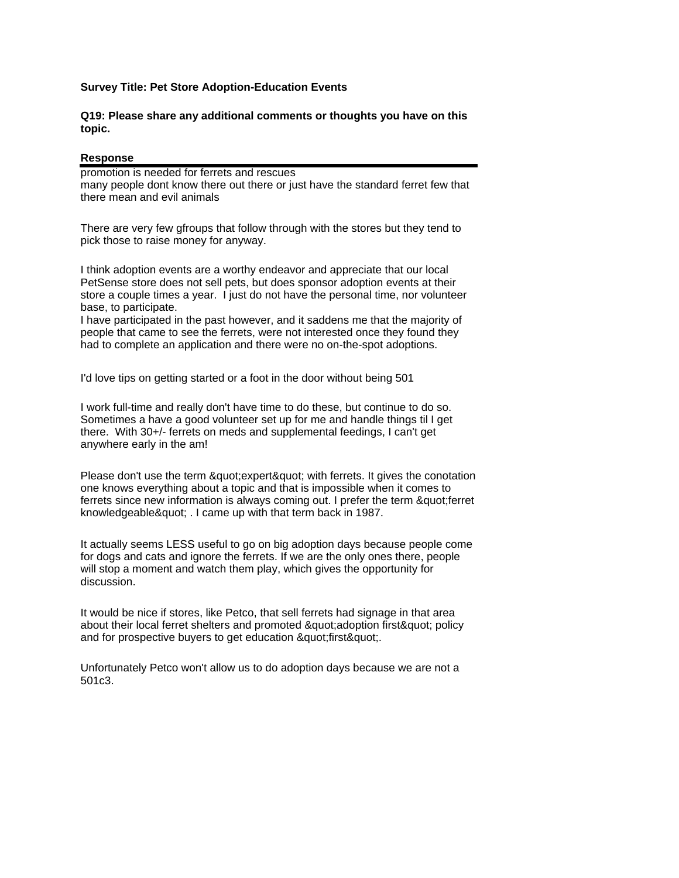**Survey Title: Pet Store Adoption-Education Events**

**Q19: Please share any additional comments or thoughts you have on this topic.**

**Response**

promotion is needed for ferrets and rescues
many people dont know there out there or just have the standard ferret few that there mean and evil animals

There are very few gfroups that follow through with the stores but they tend to pick those to raise money for anyway.

I think adoption events are a worthy endeavor and appreciate that our local PetSense store does not sell pets, but does sponsor adoption events at their store a couple times a year. I just do not have the personal time, nor volunteer base, to participate.
I have participated in the past however, and it saddens me that the majority of people that came to see the ferrets, were not interested once they found they had to complete an application and there were no on-the-spot adoptions.

I'd love tips on getting started or a foot in the door without being 501

I work full-time and really don't have time to do these, but continue to do so. Sometimes a have a good volunteer set up for me and handle things til I get there. With 30+/- ferrets on meds and supplemental feedings, I can't get anywhere early in the am!

Please don't use the term &quot;expert&quot; with ferrets. It gives the conotation one knows everything about a topic and that is impossible when it comes to ferrets since new information is always coming out. I prefer the term &quot;ferret knowledgeable&quot; . I came up with that term back in 1987.

It actually seems LESS useful to go on big adoption days because people come for dogs and cats and ignore the ferrets. If we are the only ones there, people will stop a moment and watch them play, which gives the opportunity for discussion.

It would be nice if stores, like Petco, that sell ferrets had signage in that area about their local ferret shelters and promoted &quot;adoption first&quot; policy and for prospective buyers to get education &quot;first&quot;.

Unfortunately Petco won't allow us to do adoption days because we are not a 501c3.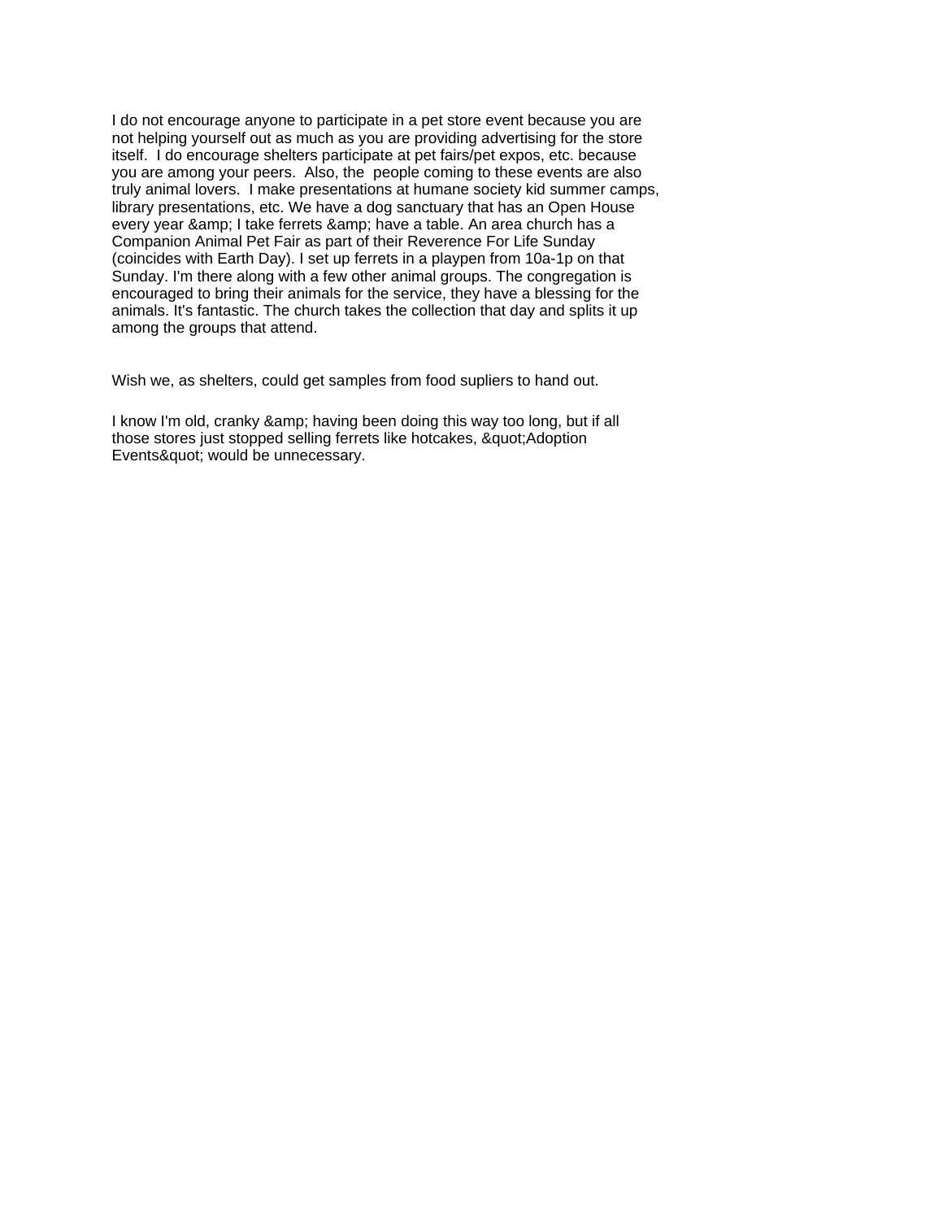I do not encourage anyone to participate in a pet store event because you are not helping yourself out as much as you are providing advertising for the store itself.  I do encourage shelters participate at pet fairs/pet expos, etc. because you are among your peers.  Also, the  people coming to these events are also truly animal lovers.  I make presentations at humane society kid summer camps, library presentations, etc. We have a dog sanctuary that has an Open House every year &amp; I take ferrets &amp; have a table. An area church has a Companion Animal Pet Fair as part of their Reverence For Life Sunday (coincides with Earth Day). I set up ferrets in a playpen from 10a-1p on that Sunday. I'm there along with a few other animal groups. The congregation is encouraged to bring their animals for the service, they have a blessing for the animals. It's fantastic. The church takes the collection that day and splits it up among the groups that attend.

Wish we, as shelters, could get samples from food supliers to hand out.

I know I'm old, cranky &amp; having been doing this way too long, but if all those stores just stopped selling ferrets like hotcakes, &quot;Adoption Events&quot; would be unnecessary.